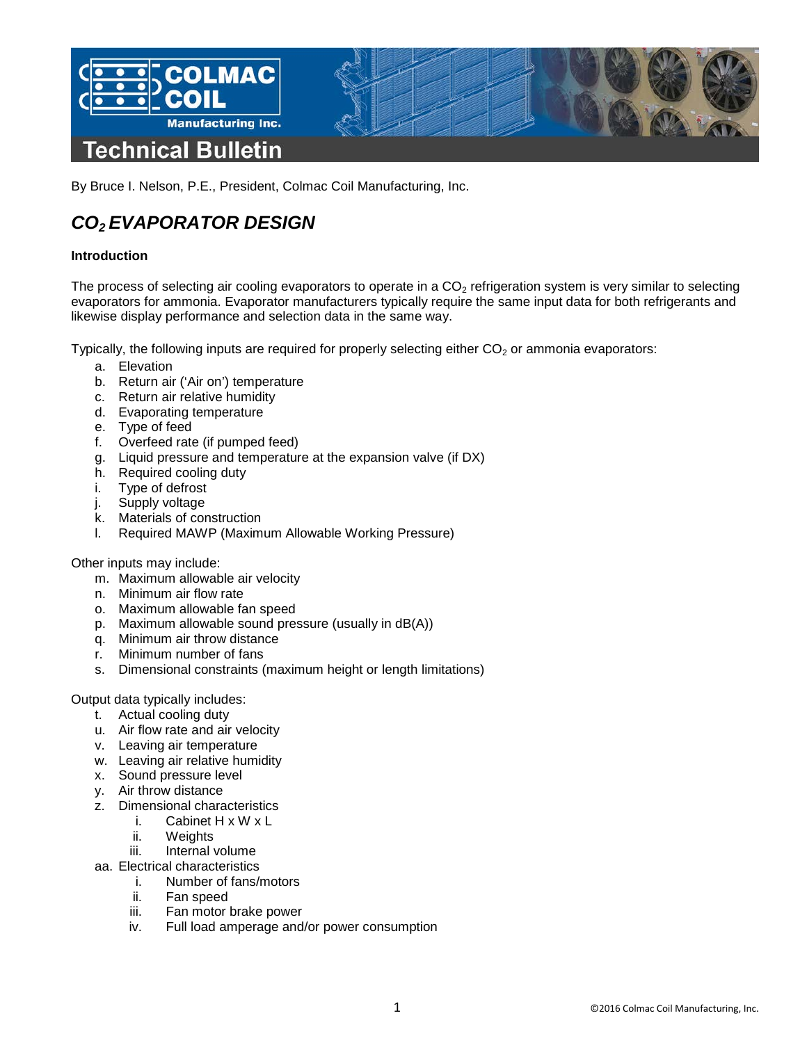# Technical Bulletin

By Bruce I. Nelson, P.E., President, Colmac Coil Manufacturing, Inc.

## *$CO_2$ EVAPORATOR DESIGN*

**Introduction**

The process of selecting air cooling evaporators to operate in a $CO_2$ refrigeration system is very similar to selecting evaporators for ammonia. Evaporator manufacturers typically require the same input data for both refrigerants and likewise display performance and selection data in the same way.

Typically, the following inputs are required for properly selecting either $CO_2$ or ammonia evaporators:

a. Elevation
b. Return air ('Air on') temperature
c. Return air relative humidity
d. Evaporating temperature
e. Type of feed
f. Overfeed rate (if pumped feed)
g. Liquid pressure and temperature at the expansion valve (if DX)
h. Required cooling duty
i. Type of defrost
j. Supply voltage
k. Materials of construction
l. Required MAWP (Maximum Allowable Working Pressure)

Other inputs may include:

m. Maximum allowable air velocity
n. Minimum air flow rate
o. Maximum allowable fan speed
p. Maximum allowable sound pressure (usually in dB(A))
q. Minimum air throw distance
r. Minimum number of fans
s. Dimensional constraints (maximum height or length limitations)

Output data typically includes:

t. Actual cooling duty
u. Air flow rate and air velocity
v. Leaving air temperature
w. Leaving air relative humidity
x. Sound pressure level
y. Air throw distance
z. Dimensional characteristics
    i. Cabinet H x W x L
    ii. Weights
    iii. Internal volume
aa. Electrical characteristics
    i. Number of fans/motors
    ii. Fan speed
    iii. Fan motor brake power
    iv. Full load amperage and/or power consumption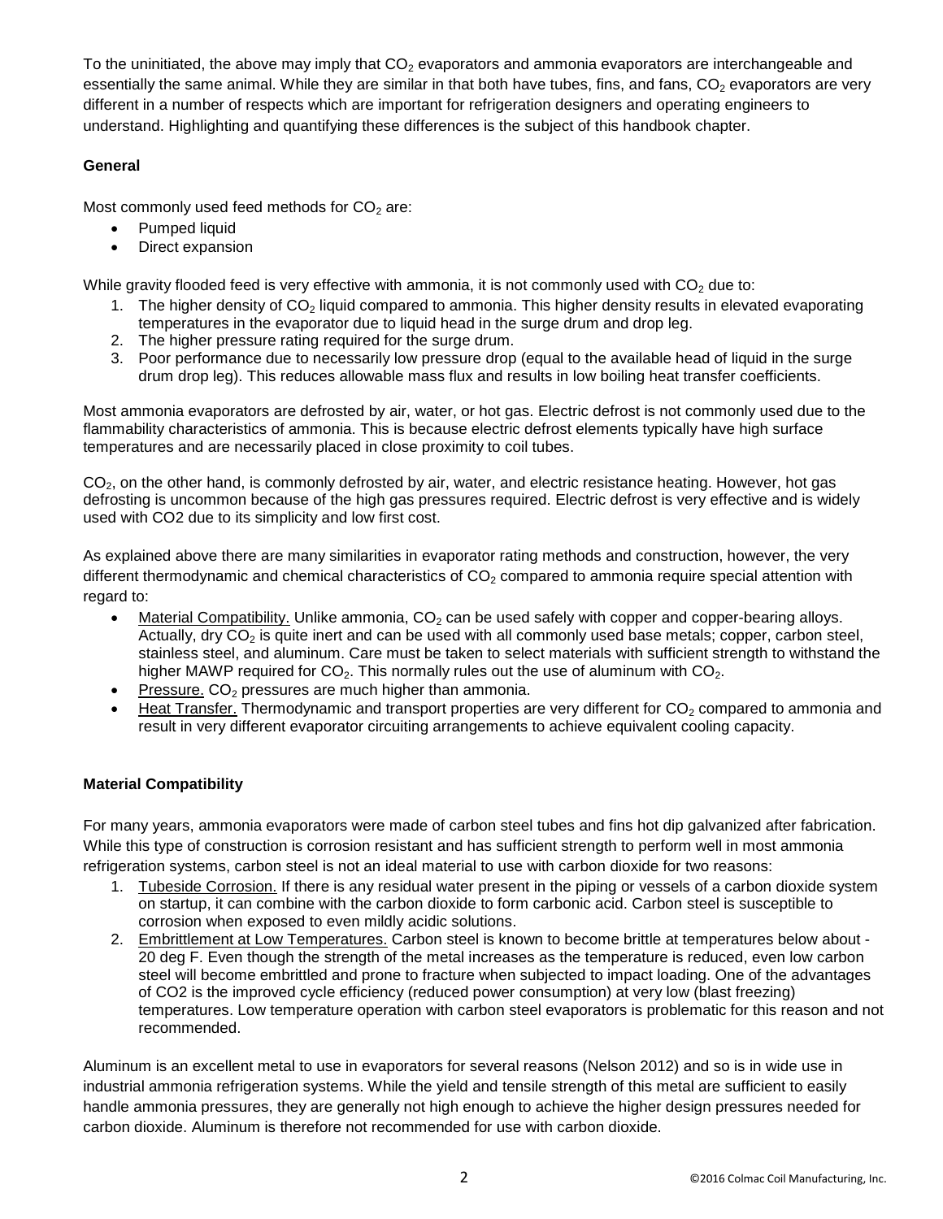To the uninitiated, the above may imply that $CO_2$ evaporators and ammonia evaporators are interchangeable and essentially the same animal. While they are similar in that both have tubes, fins, and fans, $CO_2$ evaporators are very different in a number of respects which are important for refrigeration designers and operating engineers to understand. Highlighting and quantifying these differences is the subject of this handbook chapter.

**General**

Most commonly used feed methods for $CO_2$ are:

- Pumped liquid
- Direct expansion

While gravity flooded feed is very effective with ammonia, it is not commonly used with $CO_2$ due to:

1. The higher density of $CO_2$ liquid compared to ammonia. This higher density results in elevated evaporating temperatures in the evaporator due to liquid head in the surge drum and drop leg.
2. The higher pressure rating required for the surge drum.
3. Poor performance due to necessarily low pressure drop (equal to the available head of liquid in the surge drum drop leg). This reduces allowable mass flux and results in low boiling heat transfer coefficients.

Most ammonia evaporators are defrosted by air, water, or hot gas. Electric defrost is not commonly used due to the flammability characteristics of ammonia. This is because electric defrost elements typically have high surface temperatures and are necessarily placed in close proximity to coil tubes.

$CO_2$, on the other hand, is commonly defrosted by air, water, and electric resistance heating. However, hot gas defrosting is uncommon because of the high gas pressures required. Electric defrost is very effective and is widely used with CO2 due to its simplicity and low first cost.

As explained above there are many similarities in evaporator rating methods and construction, however, the very different thermodynamic and chemical characteristics of $CO_2$ compared to ammonia require special attention with regard to:

- Material Compatibility. Unlike ammonia, $CO_2$ can be used safely with copper and copper-bearing alloys. Actually, dry $CO_2$ is quite inert and can be used with all commonly used base metals; copper, carbon steel, stainless steel, and aluminum. Care must be taken to select materials with sufficient strength to withstand the higher MAWP required for $CO_2$. This normally rules out the use of aluminum with $CO_2$.
- Pressure. $CO_2$ pressures are much higher than ammonia.
- Heat Transfer. Thermodynamic and transport properties are very different for $CO_2$ compared to ammonia and result in very different evaporator circuiting arrangements to achieve equivalent cooling capacity.

**Material Compatibility**

For many years, ammonia evaporators were made of carbon steel tubes and fins hot dip galvanized after fabrication. While this type of construction is corrosion resistant and has sufficient strength to perform well in most ammonia refrigeration systems, carbon steel is not an ideal material to use with carbon dioxide for two reasons:

1. Tubeside Corrosion. If there is any residual water present in the piping or vessels of a carbon dioxide system on startup, it can combine with the carbon dioxide to form carbonic acid. Carbon steel is susceptible to corrosion when exposed to even mildly acidic solutions.
2. Embrittlement at Low Temperatures. Carbon steel is known to become brittle at temperatures below about -20 deg F. Even though the strength of the metal increases as the temperature is reduced, even low carbon steel will become embrittled and prone to fracture when subjected to impact loading. One of the advantages of CO2 is the improved cycle efficiency (reduced power consumption) at very low (blast freezing) temperatures. Low temperature operation with carbon steel evaporators is problematic for this reason and not recommended.

Aluminum is an excellent metal to use in evaporators for several reasons (Nelson 2012) and so is in wide use in industrial ammonia refrigeration systems. While the yield and tensile strength of this metal are sufficient to easily handle ammonia pressures, they are generally not high enough to achieve the higher design pressures needed for carbon dioxide. Aluminum is therefore not recommended for use with carbon dioxide.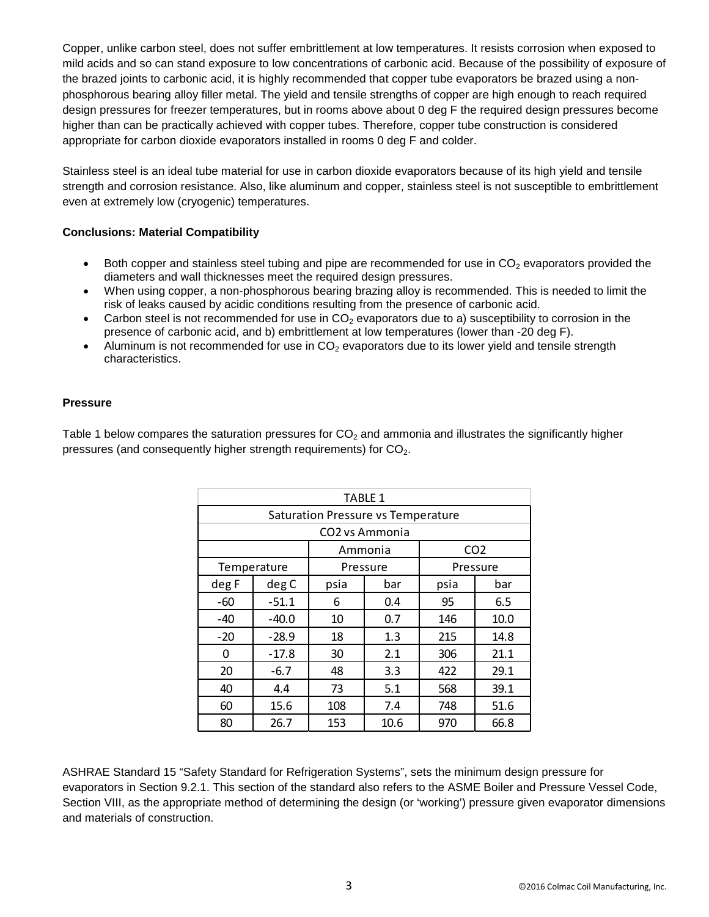Copper, unlike carbon steel, does not suffer embrittlement at low temperatures. It resists corrosion when exposed to mild acids and so can stand exposure to low concentrations of carbonic acid. Because of the possibility of exposure of the brazed joints to carbonic acid, it is highly recommended that copper tube evaporators be brazed using a non-phosphorous bearing alloy filler metal. The yield and tensile strengths of copper are high enough to reach required design pressures for freezer temperatures, but in rooms above about 0 deg F the required design pressures become higher than can be practically achieved with copper tubes. Therefore, copper tube construction is considered appropriate for carbon dioxide evaporators installed in rooms 0 deg F and colder.

Stainless steel is an ideal tube material for use in carbon dioxide evaporators because of its high yield and tensile strength and corrosion resistance. Also, like aluminum and copper, stainless steel is not susceptible to embrittlement even at extremely low (cryogenic) temperatures.

**Conclusions: Material Compatibility**

- Both copper and stainless steel tubing and pipe are recommended for use in $CO_2$ evaporators provided the diameters and wall thicknesses meet the required design pressures.
- When using copper, a non-phosphorous bearing brazing alloy is recommended. This is needed to limit the risk of leaks caused by acidic conditions resulting from the presence of carbonic acid.
- Carbon steel is not recommended for use in $CO_2$ evaporators due to a) susceptibility to corrosion in the presence of carbonic acid, and b) embrittlement at low temperatures (lower than -20 deg F).
- Aluminum is not recommended for use in $CO_2$ evaporators due to its lower yield and tensile strength characteristics.

**Pressure**

Table 1 below compares the saturation pressures for $CO_2$ and ammonia and illustrates the significantly higher pressures (and consequently higher strength requirements) for $CO_2$.

TABLE 1
Saturation Pressure vs Temperature
CO2 vs Ammonia

| Temperature | | Ammonia Pressure | | CO2 Pressure | |
|---|---|---|---|---|---|
| deg F | deg C | psia | bar | psia | bar |
| -60 | -51.1 | 6 | 0.4 | 95 | 6.5 |
| -40 | -40.0 | 10 | 0.7 | 146 | 10.0 |
| -20 | -28.9 | 18 | 1.3 | 215 | 14.8 |
| 0 | -17.8 | 30 | 2.1 | 306 | 21.1 |
| 20 | -6.7 | 48 | 3.3 | 422 | 29.1 |
| 40 | 4.4 | 73 | 5.1 | 568 | 39.1 |
| 60 | 15.6 | 108 | 7.4 | 748 | 51.6 |
| 80 | 26.7 | 153 | 10.6 | 970 | 66.8 |

ASHRAE Standard 15 "Safety Standard for Refrigeration Systems", sets the minimum design pressure for evaporators in Section 9.2.1. This section of the standard also refers to the ASME Boiler and Pressure Vessel Code, Section VIII, as the appropriate method of determining the design (or 'working') pressure given evaporator dimensions and materials of construction.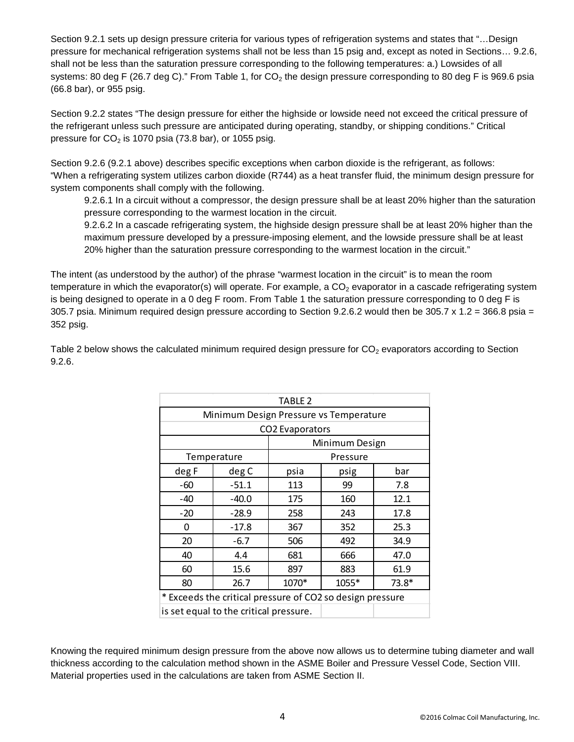Section 9.2.1 sets up design pressure criteria for various types of refrigeration systems and states that "…Design pressure for mechanical refrigeration systems shall not be less than 15 psig and, except as noted in Sections… 9.2.6, shall not be less than the saturation pressure corresponding to the following temperatures: a.) Lowsides of all systems: 80 deg F (26.7 deg C)." From Table 1, for $CO_2$ the design pressure corresponding to 80 deg F is 969.6 psia (66.8 bar), or 955 psig.

Section 9.2.2 states "The design pressure for either the highside or lowside need not exceed the critical pressure of the refrigerant unless such pressure are anticipated during operating, standby, or shipping conditions." Critical pressure for $CO_2$ is 1070 psia (73.8 bar), or 1055 psig.

Section 9.2.6 (9.2.1 above) describes specific exceptions when carbon dioxide is the refrigerant, as follows: "When a refrigerating system utilizes carbon dioxide (R744) as a heat transfer fluid, the minimum design pressure for system components shall comply with the following.

> 9.2.6.1 In a circuit without a compressor, the design pressure shall be at least 20% higher than the saturation pressure corresponding to the warmest location in the circuit.
>
> 9.2.6.2 In a cascade refrigerating system, the highside design pressure shall be at least 20% higher than the maximum pressure developed by a pressure-imposing element, and the lowside pressure shall be at least 20% higher than the saturation pressure corresponding to the warmest location in the circuit."

The intent (as understood by the author) of the phrase "warmest location in the circuit" is to mean the room temperature in which the evaporator(s) will operate. For example, a $CO_2$ evaporator in a cascade refrigerating system is being designed to operate in a 0 deg F room. From Table 1 the saturation pressure corresponding to 0 deg F is 305.7 psia. Minimum required design pressure according to Section 9.2.6.2 would then be 305.7 x 1.2 = 366.8 psia = 352 psig.

Table 2 below shows the calculated minimum required design pressure for $CO_2$ evaporators according to Section 9.2.6.

TABLE 2

Minimum Design Pressure vs Temperature

CO2 Evaporators

| Temperature | | Minimum Design Pressure | | |
|---|---|---|---|---|
| deg F | deg C | psia | psig | bar |
| -60 | -51.1 | 113 | 99 | 7.8 |
| -40 | -40.0 | 175 | 160 | 12.1 |
| -20 | -28.9 | 258 | 243 | 17.8 |
| 0 | -17.8 | 367 | 352 | 25.3 |
| 20 | -6.7 | 506 | 492 | 34.9 |
| 40 | 4.4 | 681 | 666 | 47.0 |
| 60 | 15.6 | 897 | 883 | 61.9 |
| 80 | 26.7 | 1070* | 1055* | 73.8* |

\* Exceeds the critical pressure of CO2 so design pressure is set equal to the critical pressure.

Knowing the required minimum design pressure from the above now allows us to determine tubing diameter and wall thickness according to the calculation method shown in the ASME Boiler and Pressure Vessel Code, Section VIII. Material properties used in the calculations are taken from ASME Section II.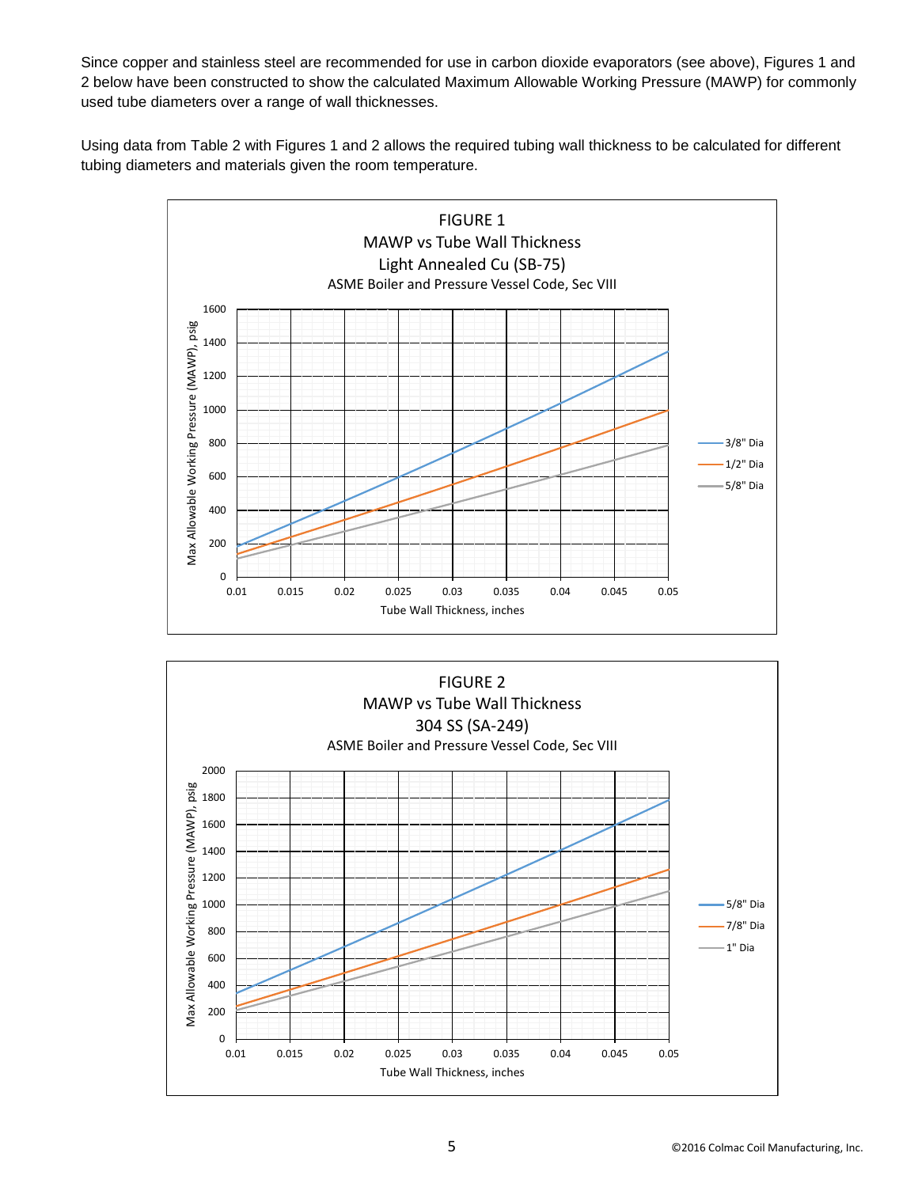Since copper and stainless steel are recommended for use in carbon dioxide evaporators (see above), Figures 1 and 2 below have been constructed to show the calculated Maximum Allowable Working Pressure (MAWP) for commonly used tube diameters over a range of wall thicknesses.

Using data from Table 2 with Figures 1 and 2 allows the required tubing wall thickness to be calculated for different tubing diameters and materials given the room temperature.

FIGURE 1
MAWP vs Tube Wall Thickness
Light Annealed Cu (SB-75)
ASME Boiler and Pressure Vessel Code, Sec VIII

FIGURE 2
MAWP vs Tube Wall Thickness
304 SS (SA-249)
ASME Boiler and Pressure Vessel Code, Sec VIII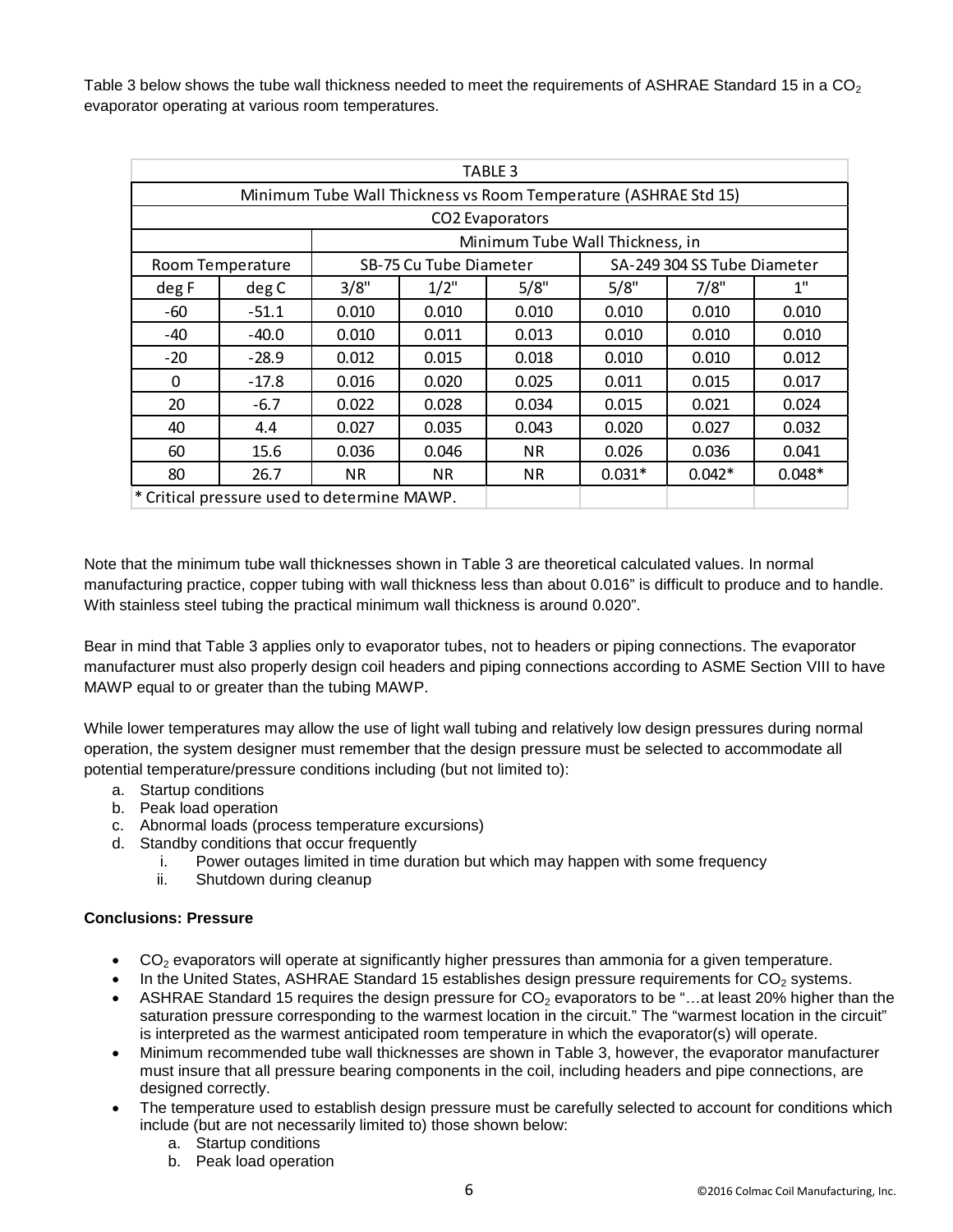Table 3 below shows the tube wall thickness needed to meet the requirements of ASHRAE Standard 15 in a $CO_2$ evaporator operating at various room temperatures.

| TABLE 3 | | | | | | | |
|---|---|---|---|---|---|---|---|
| Minimum Tube Wall Thickness vs Room Temperature (ASHRAE Std 15) | | | | | | | |
| CO2 Evaporators | | | | | | | |
| | | Minimum Tube Wall Thickness, in | | | | | |
| Room Temperature | | SB-75 Cu Tube Diameter | | | SA-249 304 SS Tube Diameter | | |
| deg F | deg C | 3/8" | 1/2" | 5/8" | 5/8" | 7/8" | 1" |
| -60 | -51.1 | 0.010 | 0.010 | 0.010 | 0.010 | 0.010 | 0.010 |
| -40 | -40.0 | 0.010 | 0.011 | 0.013 | 0.010 | 0.010 | 0.010 |
| -20 | -28.9 | 0.012 | 0.015 | 0.018 | 0.010 | 0.010 | 0.012 |
| 0 | -17.8 | 0.016 | 0.020 | 0.025 | 0.011 | 0.015 | 0.017 |
| 20 | -6.7 | 0.022 | 0.028 | 0.034 | 0.015 | 0.021 | 0.024 |
| 40 | 4.4 | 0.027 | 0.035 | 0.043 | 0.020 | 0.027 | 0.032 |
| 60 | 15.6 | 0.036 | 0.046 | NR | 0.026 | 0.036 | 0.041 |
| 80 | 26.7 | NR | NR | NR | 0.031* | 0.042* | 0.048* |
| * Critical pressure used to determine MAWP. | | | | | | | |

Note that the minimum tube wall thicknesses shown in Table 3 are theoretical calculated values. In normal manufacturing practice, copper tubing with wall thickness less than about 0.016" is difficult to produce and to handle. With stainless steel tubing the practical minimum wall thickness is around 0.020".

Bear in mind that Table 3 applies only to evaporator tubes, not to headers or piping connections. The evaporator manufacturer must also properly design coil headers and piping connections according to ASME Section VIII to have MAWP equal to or greater than the tubing MAWP.

While lower temperatures may allow the use of light wall tubing and relatively low design pressures during normal operation, the system designer must remember that the design pressure must be selected to accommodate all potential temperature/pressure conditions including (but not limited to):

a. Startup conditions
b. Peak load operation
c. Abnormal loads (process temperature excursions)
d. Standby conditions that occur frequently
    i. Power outages limited in time duration but which may happen with some frequency
    ii. Shutdown during cleanup

**Conclusions: Pressure**

- $CO_2$ evaporators will operate at significantly higher pressures than ammonia for a given temperature.
- In the United States, ASHRAE Standard 15 establishes design pressure requirements for $CO_2$ systems.
- ASHRAE Standard 15 requires the design pressure for $CO_2$ evaporators to be "…at least 20% higher than the saturation pressure corresponding to the warmest location in the circuit." The "warmest location in the circuit" is interpreted as the warmest anticipated room temperature in which the evaporator(s) will operate.
- Minimum recommended tube wall thicknesses are shown in Table 3, however, the evaporator manufacturer must insure that all pressure bearing components in the coil, including headers and pipe connections, are designed correctly.
- The temperature used to establish design pressure must be carefully selected to account for conditions which include (but are not necessarily limited to) those shown below:
    a. Startup conditions
    b. Peak load operation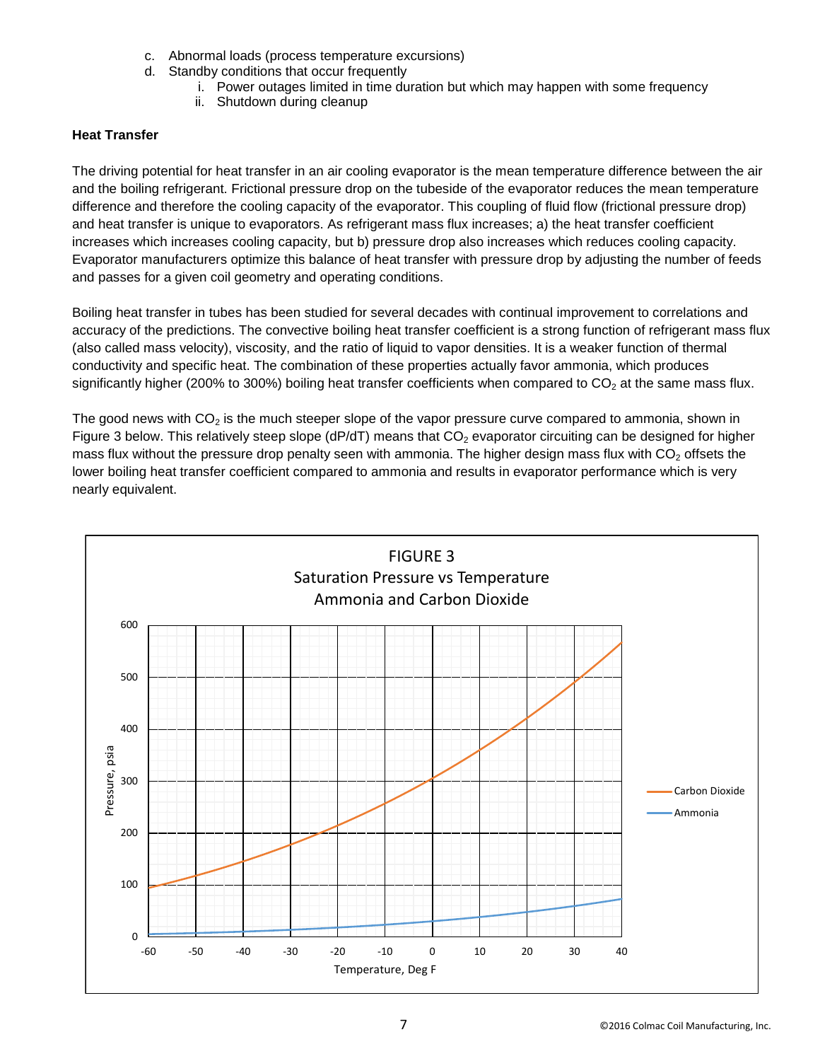c. Abnormal loads (process temperature excursions)
d. Standby conditions that occur frequently
    i. Power outages limited in time duration but which may happen with some frequency
    ii. Shutdown during cleanup

**Heat Transfer**

The driving potential for heat transfer in an air cooling evaporator is the mean temperature difference between the air and the boiling refrigerant. Frictional pressure drop on the tubeside of the evaporator reduces the mean temperature difference and therefore the cooling capacity of the evaporator. This coupling of fluid flow (frictional pressure drop) and heat transfer is unique to evaporators. As refrigerant mass flux increases; a) the heat transfer coefficient increases which increases cooling capacity, but b) pressure drop also increases which reduces cooling capacity. Evaporator manufacturers optimize this balance of heat transfer with pressure drop by adjusting the number of feeds and passes for a given coil geometry and operating conditions.

Boiling heat transfer in tubes has been studied for several decades with continual improvement to correlations and accuracy of the predictions. The convective boiling heat transfer coefficient is a strong function of refrigerant mass flux (also called mass velocity), viscosity, and the ratio of liquid to vapor densities. It is a weaker function of thermal conductivity and specific heat. The combination of these properties actually favor ammonia, which produces significantly higher (200% to 300%) boiling heat transfer coefficients when compared to $CO_2$ at the same mass flux.

The good news with $CO_2$ is the much steeper slope of the vapor pressure curve compared to ammonia, shown in Figure 3 below. This relatively steep slope (dP/dT) means that $CO_2$ evaporator circuiting can be designed for higher mass flux without the pressure drop penalty seen with ammonia. The higher design mass flux with $CO_2$ offsets the lower boiling heat transfer coefficient compared to ammonia and results in evaporator performance which is very nearly equivalent.

FIGURE 3
Saturation Pressure vs Temperature
Ammonia and Carbon Dioxide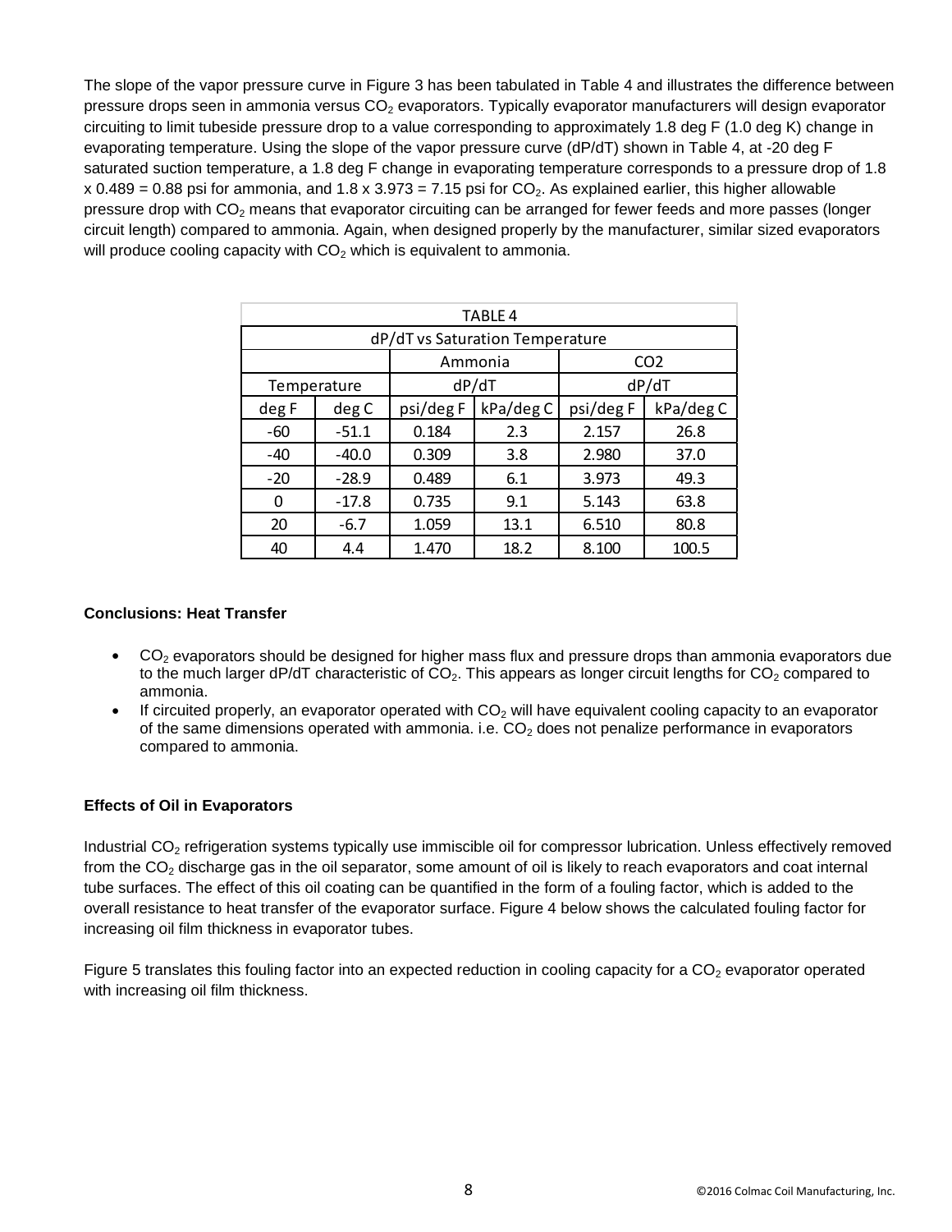The slope of the vapor pressure curve in Figure 3 has been tabulated in Table 4 and illustrates the difference between pressure drops seen in ammonia versus $CO_2$ evaporators. Typically evaporator manufacturers will design evaporator circuiting to limit tubeside pressure drop to a value corresponding to approximately 1.8 deg F (1.0 deg K) change in evaporating temperature. Using the slope of the vapor pressure curve (dP/dT) shown in Table 4, at -20 deg F saturated suction temperature, a 1.8 deg F change in evaporating temperature corresponds to a pressure drop of 1.8 x 0.489 = 0.88 psi for ammonia, and 1.8 x 3.973 = 7.15 psi for $CO_2$. As explained earlier, this higher allowable pressure drop with $CO_2$ means that evaporator circuiting can be arranged for fewer feeds and more passes (longer circuit length) compared to ammonia. Again, when designed properly by the manufacturer, similar sized evaporators will produce cooling capacity with $CO_2$ which is equivalent to ammonia.

TABLE 4

dP/dT vs Saturation Temperature

| Temperature | | Ammonia dP/dT | | CO2 dP/dT | |
|---|---|---|---|---|---|
| deg F | deg C | psi/deg F | kPa/deg C | psi/deg F | kPa/deg C |
| -60 | -51.1 | 0.184 | 2.3 | 2.157 | 26.8 |
| -40 | -40.0 | 0.309 | 3.8 | 2.980 | 37.0 |
| -20 | -28.9 | 0.489 | 6.1 | 3.973 | 49.3 |
| 0 | -17.8 | 0.735 | 9.1 | 5.143 | 63.8 |
| 20 | -6.7 | 1.059 | 13.1 | 6.510 | 80.8 |
| 40 | 4.4 | 1.470 | 18.2 | 8.100 | 100.5 |

**Conclusions: Heat Transfer**

- $CO_2$ evaporators should be designed for higher mass flux and pressure drops than ammonia evaporators due to the much larger dP/dT characteristic of $CO_2$. This appears as longer circuit lengths for $CO_2$ compared to ammonia.
- If circuited properly, an evaporator operated with $CO_2$ will have equivalent cooling capacity to an evaporator of the same dimensions operated with ammonia. i.e. $CO_2$ does not penalize performance in evaporators compared to ammonia.

**Effects of Oil in Evaporators**

Industrial $CO_2$ refrigeration systems typically use immiscible oil for compressor lubrication. Unless effectively removed from the $CO_2$ discharge gas in the oil separator, some amount of oil is likely to reach evaporators and coat internal tube surfaces. The effect of this oil coating can be quantified in the form of a fouling factor, which is added to the overall resistance to heat transfer of the evaporator surface. Figure 4 below shows the calculated fouling factor for increasing oil film thickness in evaporator tubes.

Figure 5 translates this fouling factor into an expected reduction in cooling capacity for a $CO_2$ evaporator operated with increasing oil film thickness.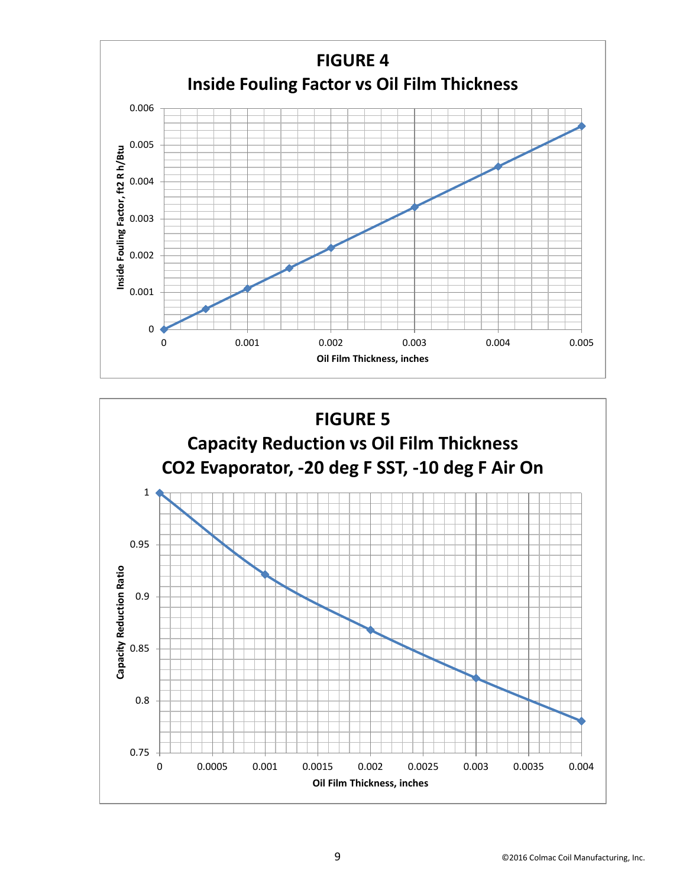**FIGURE 4**

**Inside Fouling Factor vs Oil Film Thickness**

**FIGURE 5**

**Capacity Reduction vs Oil Film Thickness**

**CO2 Evaporator, -20 deg F SST, -10 deg F Air On**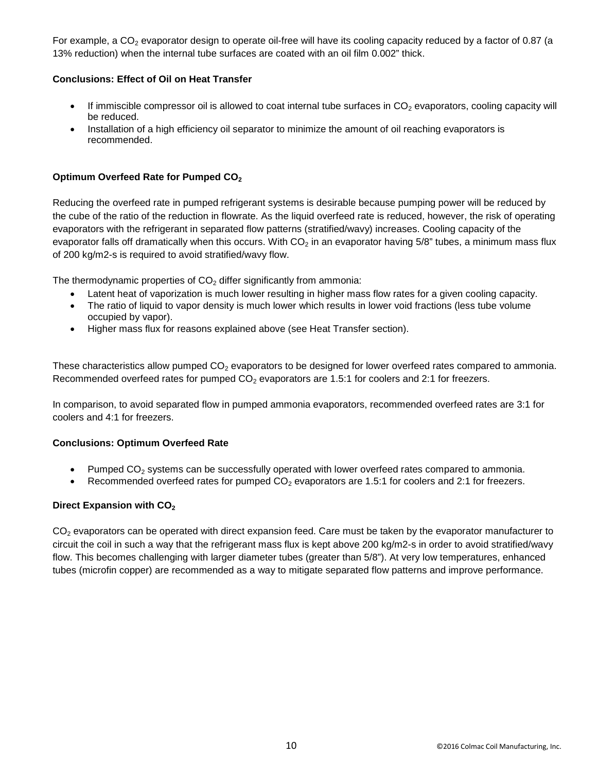For example, a $CO_2$ evaporator design to operate oil-free will have its cooling capacity reduced by a factor of 0.87 (a 13% reduction) when the internal tube surfaces are coated with an oil film 0.002" thick.

**Conclusions: Effect of Oil on Heat Transfer**

- If immiscible compressor oil is allowed to coat internal tube surfaces in $CO_2$ evaporators, cooling capacity will be reduced.
- Installation of a high efficiency oil separator to minimize the amount of oil reaching evaporators is recommended.

**Optimum Overfeed Rate for Pumped $CO_2$**

Reducing the overfeed rate in pumped refrigerant systems is desirable because pumping power will be reduced by the cube of the ratio of the reduction in flowrate. As the liquid overfeed rate is reduced, however, the risk of operating evaporators with the refrigerant in separated flow patterns (stratified/wavy) increases. Cooling capacity of the evaporator falls off dramatically when this occurs. With $CO_2$ in an evaporator having 5/8" tubes, a minimum mass flux of 200 kg/m2-s is required to avoid stratified/wavy flow.

The thermodynamic properties of $CO_2$ differ significantly from ammonia:

- Latent heat of vaporization is much lower resulting in higher mass flow rates for a given cooling capacity.
- The ratio of liquid to vapor density is much lower which results in lower void fractions (less tube volume occupied by vapor).
- Higher mass flux for reasons explained above (see Heat Transfer section).

These characteristics allow pumped $CO_2$ evaporators to be designed for lower overfeed rates compared to ammonia. Recommended overfeed rates for pumped $CO_2$ evaporators are 1.5:1 for coolers and 2:1 for freezers.

In comparison, to avoid separated flow in pumped ammonia evaporators, recommended overfeed rates are 3:1 for coolers and 4:1 for freezers.

**Conclusions: Optimum Overfeed Rate**

- Pumped $CO_2$ systems can be successfully operated with lower overfeed rates compared to ammonia.
- Recommended overfeed rates for pumped $CO_2$ evaporators are 1.5:1 for coolers and 2:1 for freezers.

**Direct Expansion with $CO_2$**

$CO_2$ evaporators can be operated with direct expansion feed. Care must be taken by the evaporator manufacturer to circuit the coil in such a way that the refrigerant mass flux is kept above 200 kg/m2-s in order to avoid stratified/wavy flow. This becomes challenging with larger diameter tubes (greater than 5/8"). At very low temperatures, enhanced tubes (microfin copper) are recommended as a way to mitigate separated flow patterns and improve performance.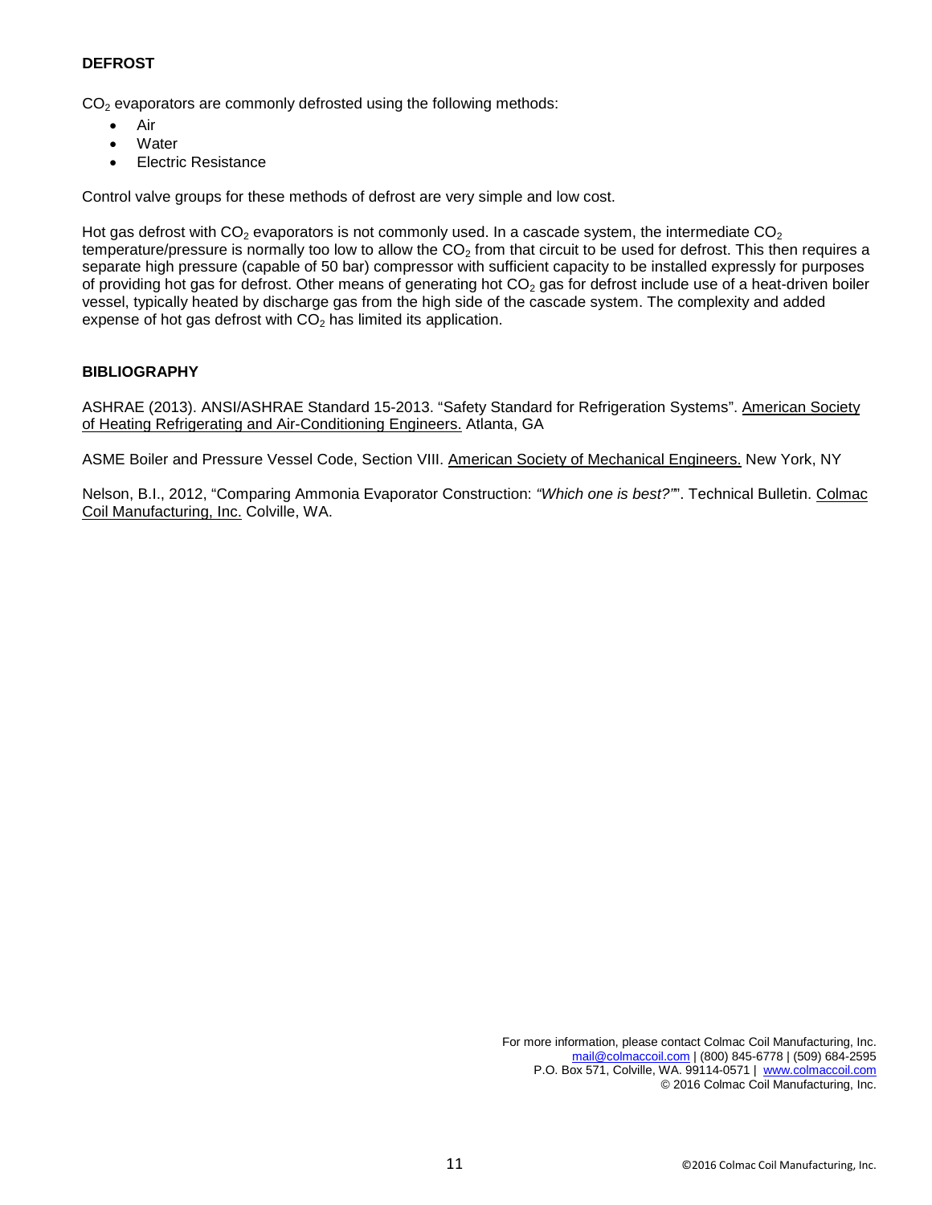## DEFROST

$CO_2$ evaporators are commonly defrosted using the following methods:

- Air
- Water
- Electric Resistance

Control valve groups for these methods of defrost are very simple and low cost.

Hot gas defrost with $CO_2$ evaporators is not commonly used. In a cascade system, the intermediate $CO_2$ temperature/pressure is normally too low to allow the $CO_2$ from that circuit to be used for defrost. This then requires a separate high pressure (capable of 50 bar) compressor with sufficient capacity to be installed expressly for purposes of providing hot gas for defrost. Other means of generating hot $CO_2$ gas for defrost include use of a heat-driven boiler vessel, typically heated by discharge gas from the high side of the cascade system. The complexity and added expense of hot gas defrost with $CO_2$ has limited its application.

## BIBLIOGRAPHY

ASHRAE (2013). ANSI/ASHRAE Standard 15-2013. "Safety Standard for Refrigeration Systems". American Society of Heating Refrigerating and Air-Conditioning Engineers. Atlanta, GA

ASME Boiler and Pressure Vessel Code, Section VIII. American Society of Mechanical Engineers. New York, NY

Nelson, B.I., 2012, "Comparing Ammonia Evaporator Construction: *"Which one is best?"*". Technical Bulletin. Colmac Coil Manufacturing, Inc. Colville, WA.

For more information, please contact Colmac Coil Manufacturing, Inc.
mail@colmaccoil.com | (800) 845-6778 | (509) 684-2595
P.O. Box 571, Colville, WA. 99114-0571 | www.colmaccoil.com
© 2016 Colmac Coil Manufacturing, Inc.